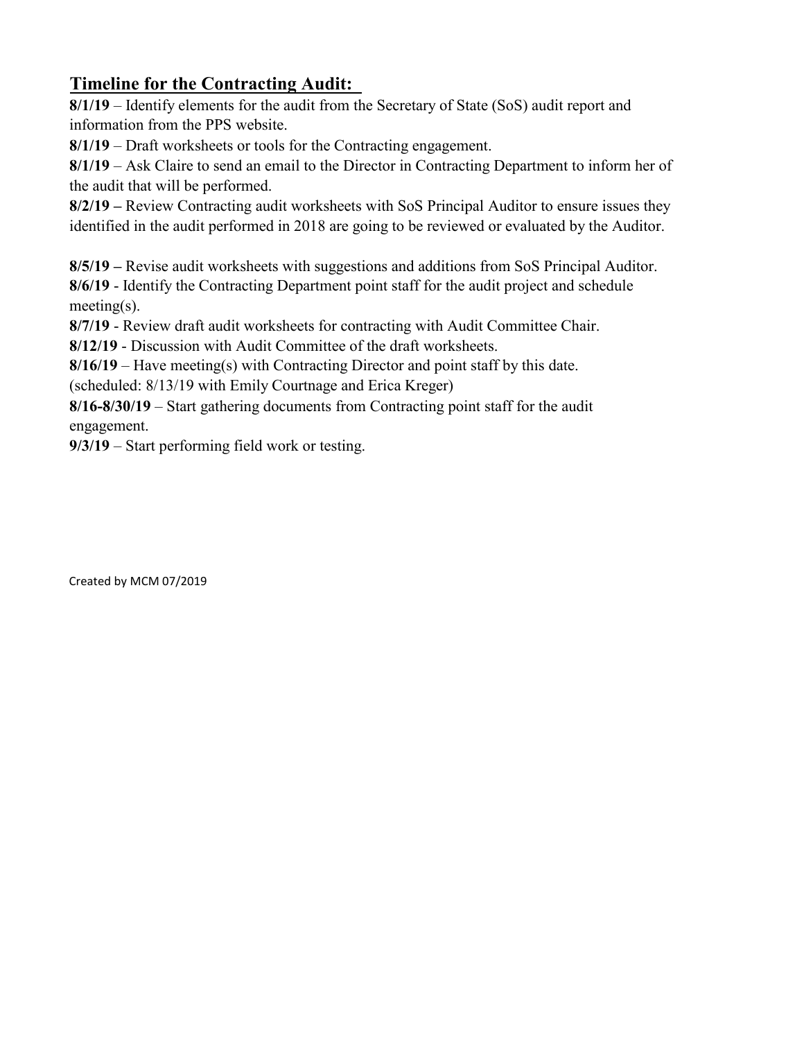## Timeline for the Contracting Audit:

**8/1/19** – Identify elements for the audit from the Secretary of State (SoS) audit report and information from the PPS website.

**8/1/19** – Draft worksheets or tools for the Contracting engagement.

**8/1/19** – Ask Claire to send an email to the Director in Contracting Department to inform her of the audit that will be performed.

**8/2/19 –** Review Contracting audit worksheets with SoS Principal Auditor to ensure issues they identified in the audit performed in 2018 are going to be reviewed or evaluated by the Auditor.

**8/5/19 –** Revise audit worksheets with suggestions and additions from SoS Principal Auditor.

**8/6/19** - Identify the Contracting Department point staff for the audit project and schedule meeting(s).

**8/7/19** - Review draft audit worksheets for contracting with Audit Committee Chair.

**8/12/19** - Discussion with Audit Committee of the draft worksheets.

**8/16/19** – Have meeting(s) with Contracting Director and point staff by this date. (scheduled: 8/13/19 with Emily Courtnage and Erica Kreger)

**8/16-8/30/19** – Start gathering documents from Contracting point staff for the audit engagement.

**9/3/19** – Start performing field work or testing.

Created by MCM 07/2019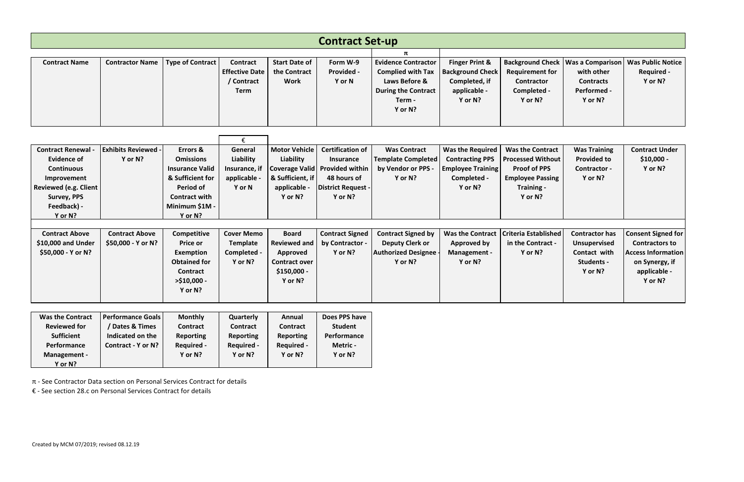# Contract Set-up

| Contract Name | Contractor Name | Type of Contract | Contract Effective Date / Contract Term | Start Date of the Contract Work | Form W-9 Provided - Y or N | π Evidence Contractor Complied with Tax Laws Before & During the Contract Term - Y or N? | Finger Print & Background Check Completed, if applicable - Y or N? | Background Check Requirement for Contractor Completed - Y or N? | Was a Comparison with other Contracts Performed - Y or N? | Was Public Notice Required - Y or N? |
|---|---|---|---|---|---|---|---|---|---|---|
| | | | | | | | | | | |

| Contract Renewal - Evidence of Continuous Improvement Reviewed (e.g. Client Survey, PPS Feedback) - Y or N? | Exhibits Reviewed - Y or N? | Errors & Omissions Insurance Valid & Sufficient for Period of Contract with Minimum $1M - Y or N? | € General Liability Insurance, if applicable - Y or N | Motor Vehicle Liability Coverage Valid & Sufficient, if applicable - Y or N? | Certification of Insurance Provided within 48 hours of District Request - Y or N? | Was Contract Template Completed by Vendor or PPS - Y or N? | Was the Required Contracting PPS Employee Training Completed - Y or N? | Was the Contract Processed Without Proof of PPS Employee Passing Training - Y or N? | Was Training Provided to Contractor - Y or N? | Contract Under $10,000 - Y or N? |
|---|---|---|---|---|---|---|---|---|---|---|
| | | | | | | | | | | |

| Contract Above $10,000 and Under $50,000 - Y or N? | Contract Above $50,000 - Y or N? | Competitive Price or Exemption Obtained for Contract >$10,000 - Y or N? | Cover Memo Template Completed - Y or N? | Board Reviewed and Approved Contract over $150,000 - Y or N? | Contract Signed by Contractor - Y or N? | Contract Signed by Deputy Clerk or Authorized Designee - Y or N? | Was the Contract Approved by Management - Y or N? | Criteria Established in the Contract - Y or N? | Contractor has Unsupervised Contact with Students - Y or N? | Consent Signed for Contractors to Access Information on Synergy, if applicable - Y or N? |
|---|---|---|---|---|---|---|---|---|---|---|
| | | | | | | | | | | |

| Was the Contract Reviewed for Sufficient Performance Management - Y or N? | Performance Goals / Dates & Times Indicated on the Contract - Y or N? | Monthly Contract Reporting Required - Y or N? | Quarterly Contract Reporting Required - Y or N? | Annual Contract Reporting Required - Y or N? | Does PPS have Student Performance Metric - Y or N? |
|---|---|---|---|---|---|
| | | | | | |

π - See Contractor Data section on Personal Services Contract for details

€ - See section 28.c on Personal Services Contract for details

Created by MCM 07/2019; revised 08.12.19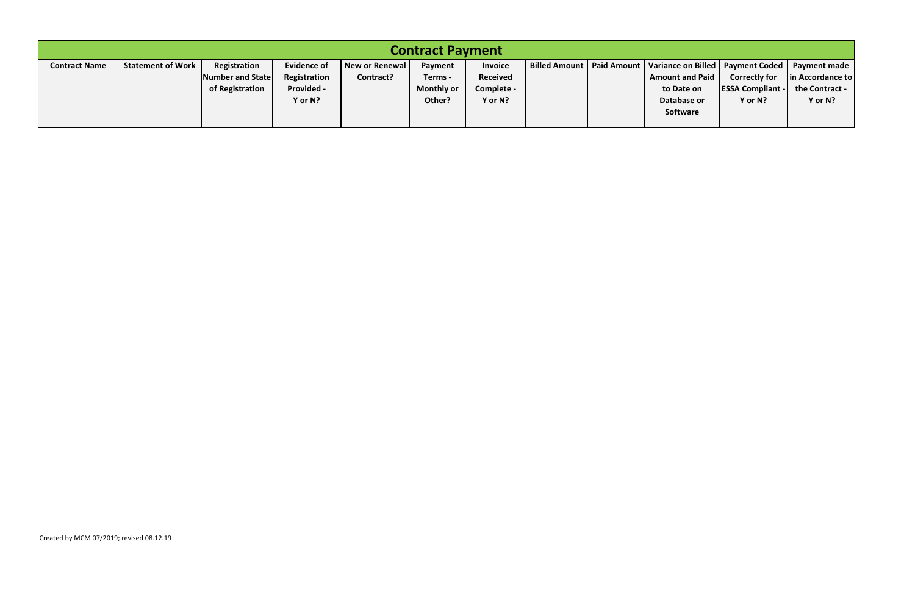| Contract Payment | | | | | | | | | | | |
|---|---|---|---|---|---|---|---|---|---|---|---|
| **Contract Name** | **Statement of Work** | **Registration Number and State of Registration** | **Evidence of Registration Provided - Y or N?** | **New or Renewal Contract?** | **Payment Terms - Monthly or Other?** | **Invoice Received Complete - Y or N?** | **Billed Amount** | **Paid Amount** | **Variance on Billed Amount and Paid to Date on Database or Software** | **Payment Coded Correctly for ESSA Compliant - Y or N?** | **Payment made in Accordance to the Contract - Y or N?** |

Created by MCM 07/2019; revised 08.12.19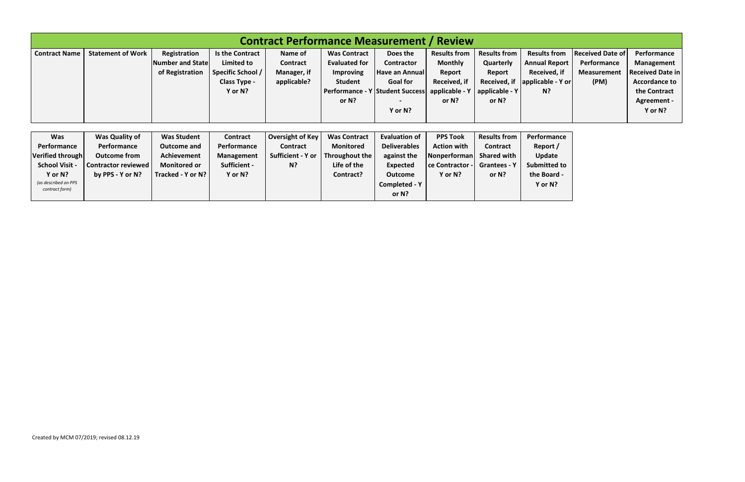# Contract Performance Measurement / Review

| Contract Name | Statement of Work | Registration Number and State of Registration | Is the Contract Limited to Specific School / Class Type - Y or N? | Name of Contract Manager, if applicable? | Was Contract Evaluated for Improving Student Performance - Y or N? | Does the Contractor Have an Annual Goal for Student Success - Y or N? | Results from Monthly Report Received, if applicable - Y or N? | Results from Quarterly Report Received, if applicable - Y or N? | Results from Annual Report Received, if applicable - Y or N? | Received Date of Performance Measurement (PM) | Performance Management Received Date in Accordance to the Contract Agreement - Y or N? |
|---|---|---|---|---|---|---|---|---|---|---|---|
| | | | | | | | | | | | |

| Was Performance Verified through School Visit - Y or N? *(as described on PPS contract form)* | Was Quality of Performance Outcome from Contractor reviewed by PPS - Y or N? | Was Student Outcome and Achievement Monitored or Tracked - Y or N? | Contract Performance Management Sufficient - Y or N? | Oversight of Key Contract Sufficient - Y or N? | Was Contract Monitored Throughout the Life of the Contract? | Evaluation of Deliverables against the Expected Outcome Completed - Y or N? | PPS Took Action with Nonperformance Contractor - Y or N? | Results from Contract Shared with Grantees - Y or N? | Performance Report / Update Submitted to the Board - Y or N? |
|---|---|---|---|---|---|---|---|---|---|
| | | | | | | | | | |

Created by MCM 07/2019; revised 08.12.19